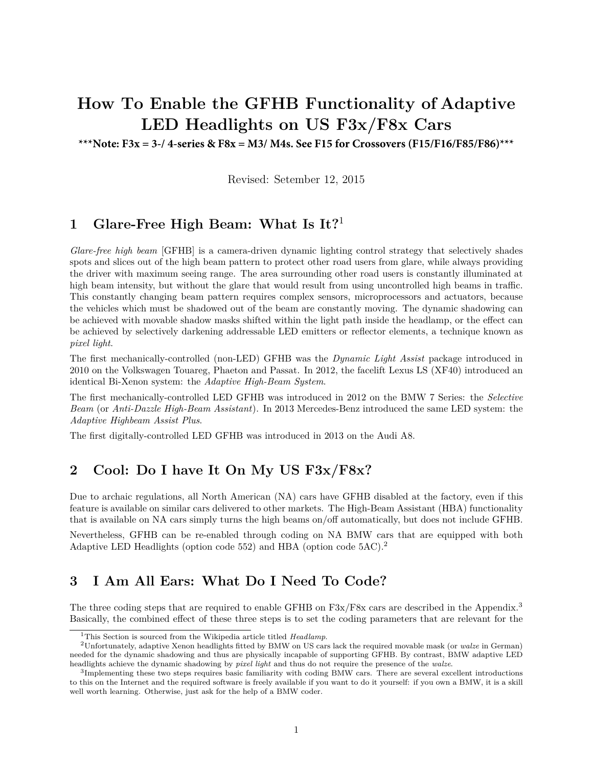# How To Enable the GFHB Functionality of Adaptive LED Headlights on US F3x/F8x Cars

**\*\*\*Note: F3x = 3-/ 4-series & F8x = M3/ M4s. See F15 for Crossovers (F15/F16/F85/F86)\*\*\***

Revised: Setember 12, 2015

## 1 Glare-Free High Beam: What Is It?[1]

*Glare-free high beam* [GFHB] is a camera-driven dynamic lighting control strategy that selectively shades spots and slices out of the high beam pattern to protect other road users from glare, while always providing the driver with maximum seeing range. The area surrounding other road users is constantly illuminated at high beam intensity, but without the glare that would result from using uncontrolled high beams in traffic. This constantly changing beam pattern requires complex sensors, microprocessors and actuators, because the vehicles which must be shadowed out of the beam are constantly moving. The dynamic shadowing can be achieved with movable shadow masks shifted within the light path inside the headlamp, or the effect can be achieved by selectively darkening addressable LED emitters or reflector elements, a technique known as *pixel light*.

The first mechanically-controlled (non-LED) GFHB was the *Dynamic Light Assist* package introduced in 2010 on the Volkswagen Touareg, Phaeton and Passat. In 2012, the facelift Lexus LS (XF40) introduced an identical Bi-Xenon system: the *Adaptive High-Beam System*.

The first mechanically-controlled LED GFHB was introduced in 2012 on the BMW 7 Series: the *Selective Beam* (or *Anti-Dazzle High-Beam Assistant*). In 2013 Mercedes-Benz introduced the same LED system: the *Adaptive Highbeam Assist Plus*.

The first digitally-controlled LED GFHB was introduced in 2013 on the Audi A8.

## 2 Cool: Do I have It On My US F3x/F8x?

Due to archaic regulations, all North American (NA) cars have GFHB disabled at the factory, even if this feature is available on similar cars delivered to other markets. The High-Beam Assistant (HBA) functionality that is available on NA cars simply turns the high beams on/off automatically, but does not include GFHB.

Nevertheless, GFHB can be re-enabled through coding on NA BMW cars that are equipped with both Adaptive LED Headlights (option code 552) and HBA (option code 5AC).[2]

## 3 I Am All Ears: What Do I Need To Code?

The three coding steps that are required to enable GFHB on F3x/F8x cars are described in the Appendix.[3] Basically, the combined effect of these three steps is to set the coding parameters that are relevant for the

---

[1] This Section is sourced from the Wikipedia article titled *Headlamp*.

[2] Unfortunately, adaptive Xenon headlights fitted by BMW on US cars lack the required movable mask (or *walze* in German) needed for the dynamic shadowing and thus are physically incapable of supporting GFHB. By contrast, BMW adaptive LED headlights achieve the dynamic shadowing by *pixel light* and thus do not require the presence of the *walze*.

[3] Implementing these two steps requires basic familiarity with coding BMW cars. There are several excellent introductions to this on the Internet and the required software is freely available if you want to do it yourself: if you own a BMW, it is a skill well worth learning. Otherwise, just ask for the help of a BMW coder.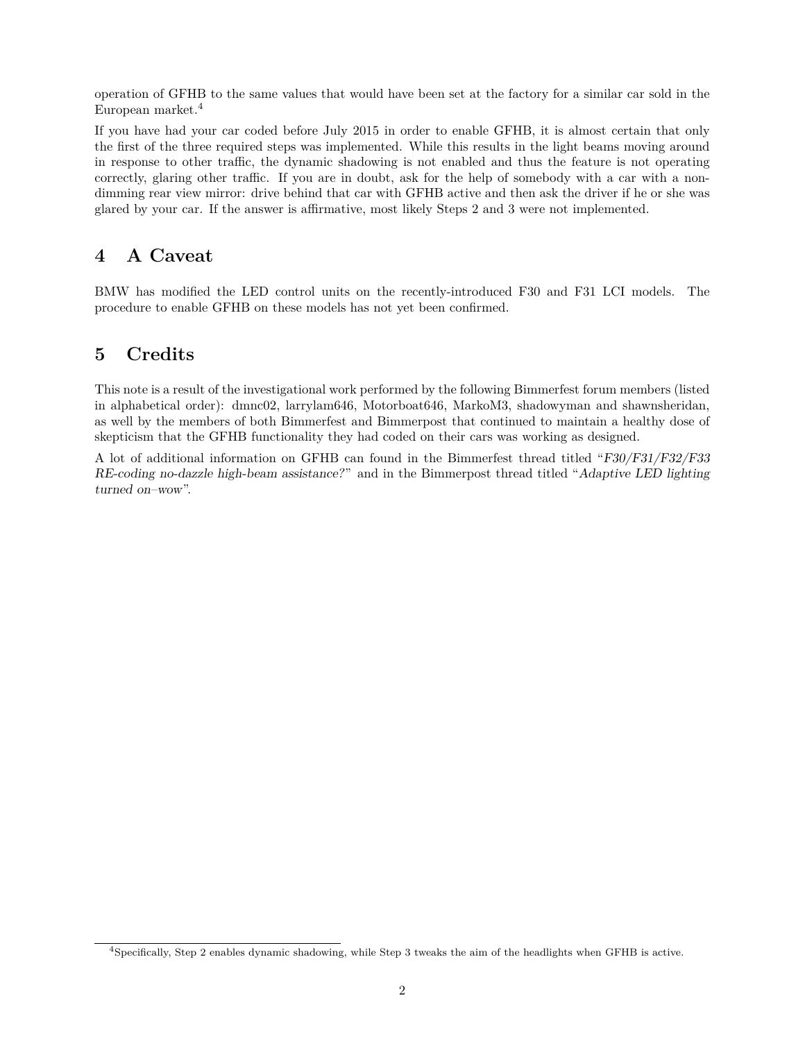operation of GFHB to the same values that would have been set at the factory for a similar car sold in the European market.[4]

If you have had your car coded before July 2015 in order to enable GFHB, it is almost certain that only the first of the three required steps was implemented. While this results in the light beams moving around in response to other traffic, the dynamic shadowing is not enabled and thus the feature is not operating correctly, glaring other traffic. If you are in doubt, ask for the help of somebody with a car with a non-dimming rear view mirror: drive behind that car with GFHB active and then ask the driver if he or she was glared by your car. If the answer is affirmative, most likely Steps 2 and 3 were not implemented.

## 4 A Caveat

BMW has modified the LED control units on the recently-introduced F30 and F31 LCI models. The procedure to enable GFHB on these models has not yet been confirmed.

## 5 Credits

This note is a result of the investigational work performed by the following Bimmerfest forum members (listed in alphabetical order): dmnc02, larrylam646, Motorboat646, MarkoM3, shadowyman and shawnsheridan, as well by the members of both Bimmerfest and Bimmerpost that continued to maintain a healthy dose of skepticism that the GFHB functionality they had coded on their cars was working as designed.

A lot of additional information on GFHB can found in the Bimmerfest thread titled "*F30/F31/F32/F33 RE-coding no-dazzle high-beam assistance?*" and in the Bimmerpost thread titled "*Adaptive LED lighting turned on–wow*".

---

[4] Specifically, Step 2 enables dynamic shadowing, while Step 3 tweaks the aim of the headlights when GFHB is active.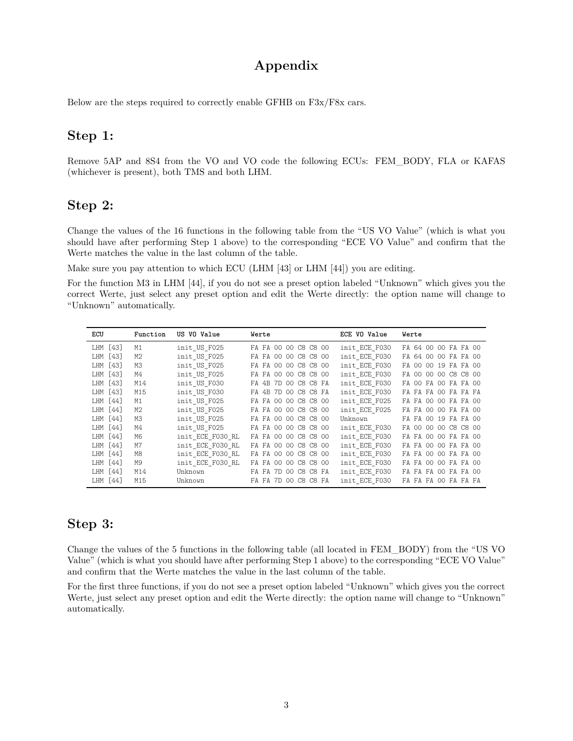# Appendix

Below are the steps required to correctly enable GFHB on F3x/F8x cars.

## Step 1:

Remove 5AP and 8S4 from the VO and VO code the following ECUs: FEM_BODY, FLA or KAFAS (whichever is present), both TMS and both LHM.

## Step 2:

Change the values of the 16 functions in the following table from the "US VO Value" (which is what you should have after performing Step 1 above) to the corresponding "ECE VO Value" and confirm that the Werte matches the value in the last column of the table.

Make sure you pay attention to which ECU (LHM [43] or LHM [44]) you are editing.

For the function M3 in LHM [44], if you do not see a preset option labeled "Unknown" which gives you the correct Werte, just select any preset option and edit the Werte directly: the option name will change to "Unknown" automatically.

| ECU | Function | US VO Value | Werte | ECE VO Value | Werte |
|---|---|---|---|---|---|
| LHM [43] | M1 | init_US_F025 | FA FA 00 00 C8 C8 00 | init_ECE_F030 | FA 64 00 00 FA FA 00 |
| LHM [43] | M2 | init_US_F025 | FA FA 00 00 C8 C8 00 | init_ECE_F030 | FA 64 00 00 FA FA 00 |
| LHM [43] | M3 | init_US_F025 | FA FA 00 00 C8 C8 00 | init_ECE_F030 | FA 00 00 19 FA FA 00 |
| LHM [43] | M4 | init_US_F025 | FA FA 00 00 C8 C8 00 | init_ECE_F030 | FA 00 00 00 C8 C8 00 |
| LHM [43] | M14 | init_US_F030 | FA 4B 7D 00 C8 C8 FA | init_ECE_F030 | FA 00 FA 00 FA FA 00 |
| LHM [43] | M15 | init_US_F030 | FA 4B 7D 00 C8 C8 FA | init_ECE_F030 | FA FA FA 00 FA FA FA |
| LHM [44] | M1 | init_US_F025 | FA FA 00 00 C8 C8 00 | init_ECE_F025 | FA FA 00 00 FA FA 00 |
| LHM [44] | M2 | init_US_F025 | FA FA 00 00 C8 C8 00 | init_ECE_F025 | FA FA 00 00 FA FA 00 |
| LHM [44] | M3 | init_US_F025 | FA FA 00 00 C8 C8 00 | Unknown | FA FA 00 19 FA FA 00 |
| LHM [44] | M4 | init_US_F025 | FA FA 00 00 C8 C8 00 | init_ECE_F030 | FA 00 00 00 C8 C8 00 |
| LHM [44] | M6 | init_ECE_F030_RL | FA FA 00 00 C8 C8 00 | init_ECE_F030 | FA FA 00 00 FA FA 00 |
| LHM [44] | M7 | init_ECE_F030_RL | FA FA 00 00 C8 C8 00 | init_ECE_F030 | FA FA 00 00 FA FA 00 |
| LHM [44] | M8 | init_ECE_F030_RL | FA FA 00 00 C8 C8 00 | init_ECE_F030 | FA FA 00 00 FA FA 00 |
| LHM [44] | M9 | init_ECE_F030_RL | FA FA 00 00 C8 C8 00 | init_ECE_F030 | FA FA 00 00 FA FA 00 |
| LHM [44] | M14 | Unknown | FA FA 7D 00 C8 C8 FA | init_ECE_F030 | FA FA FA 00 FA FA 00 |
| LHM [44] | M15 | Unknown | FA FA 7D 00 C8 C8 FA | init_ECE_F030 | FA FA FA 00 FA FA FA |

## Step 3:

Change the values of the 5 functions in the following table (all located in FEM_BODY) from the "US VO Value" (which is what you should have after performing Step 1 above) to the corresponding "ECE VO Value" and confirm that the Werte matches the value in the last column of the table.

For the first three functions, if you do not see a preset option labeled "Unknown" which gives you the correct Werte, just select any preset option and edit the Werte directly: the option name will change to "Unknown" automatically.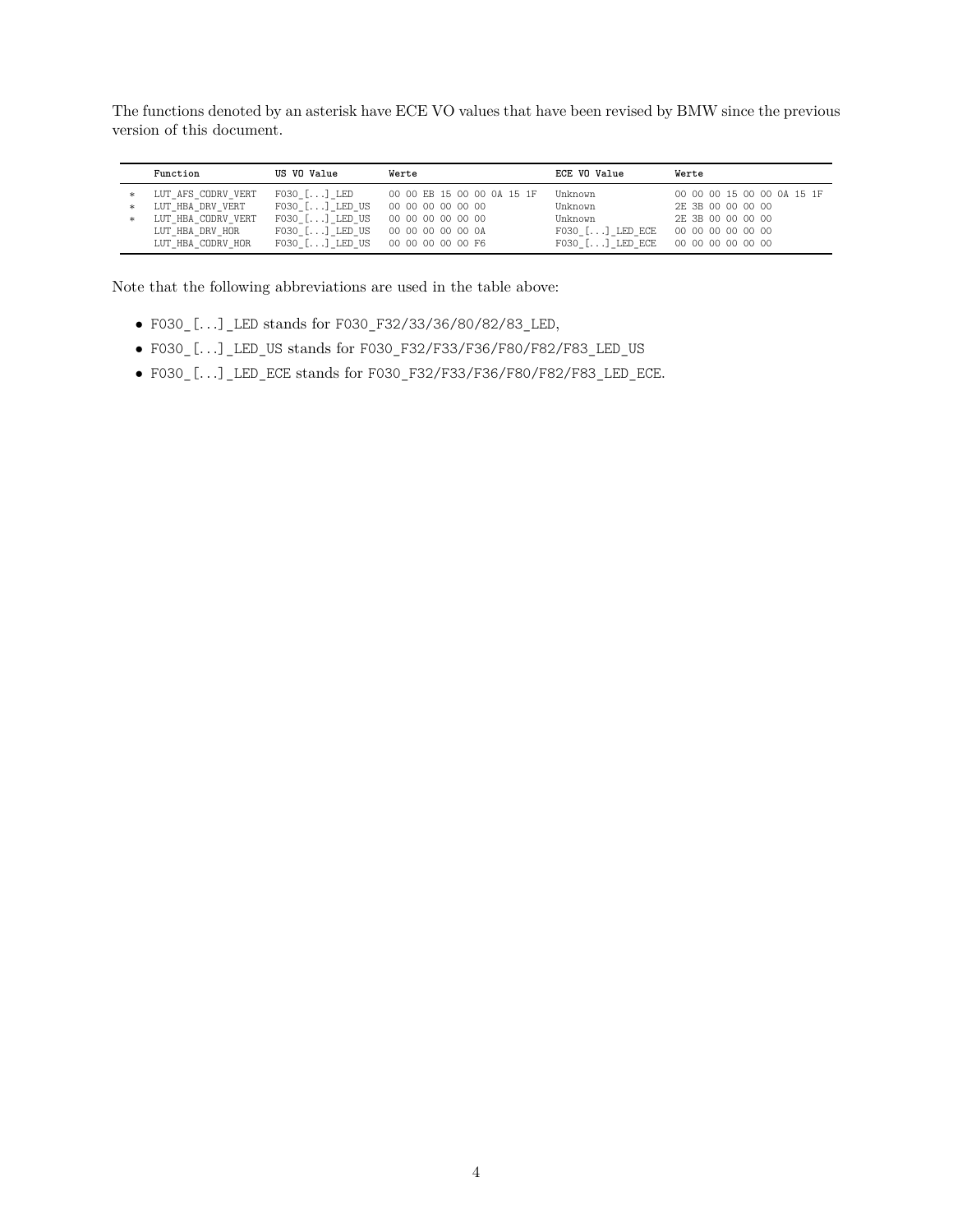The functions denoted by an asterisk have ECE VO values that have been revised by BMW since the previous version of this document.

| | Function | US VO Value | Werte | ECE VO Value | Werte |
|---|---|---|---|---|---|
| * | LUT_AFS_CODRV_VERT | F030_[...]_LED | 00 00 EB 15 00 00 0A 15 1F | Unknown | 00 00 00 15 00 00 0A 15 1F |
| * | LUT_HBA_DRV_VERT | F030_[...]_LED_US | 00 00 00 00 00 00 | Unknown | 2E 3B 00 00 00 00 |
| * | LUT_HBA_CODRV_VERT | F030_[...]_LED_US | 00 00 00 00 00 00 | Unknown | 2E 3B 00 00 00 00 |
| | LUT_HBA_DRV_HOR | F030_[...]_LED_US | 00 00 00 00 00 0A | F030_[...]_LED_ECE | 00 00 00 00 00 00 |
| | LUT_HBA_CODRV_HOR | F030_[...]_LED_US | 00 00 00 00 00 F6 | F030_[...]_LED_ECE | 00 00 00 00 00 00 |

Note that the following abbreviations are used in the table above:

- F030_[...]_LED stands for F030_F32/33/36/80/82/83_LED,
- F030_[...]_LED_US stands for F030_F32/F33/F36/F80/F82/F83_LED_US
- F030_[...]_LED_ECE stands for F030_F32/F33/F36/F80/F82/F83_LED_ECE.